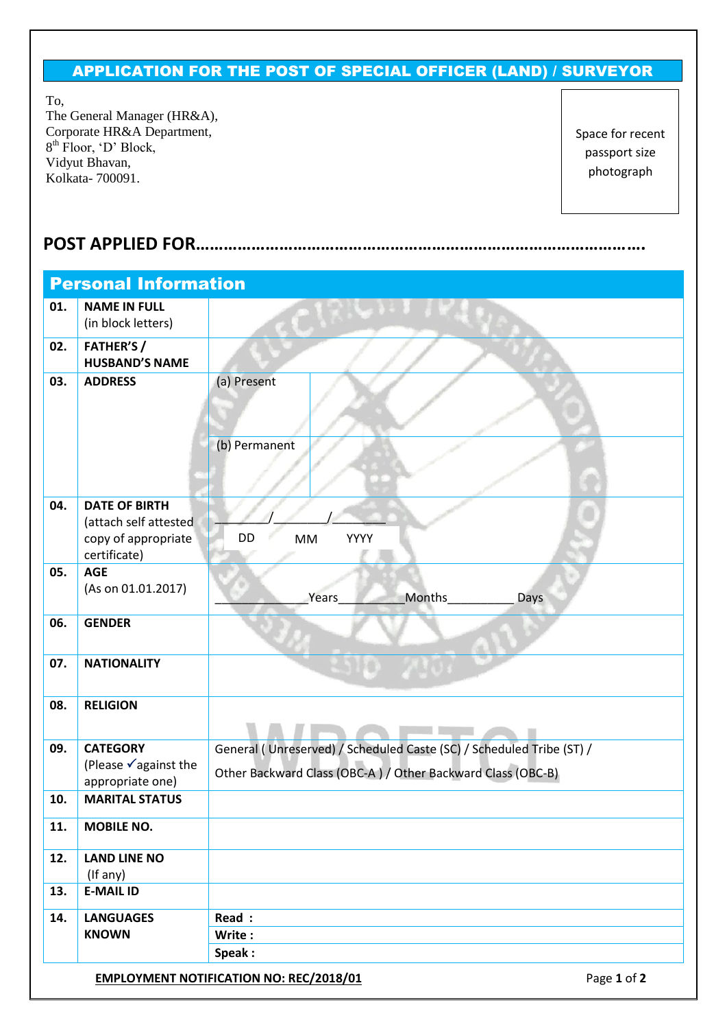# APPLICATION FOR THE POST OF SPECIAL OFFICER (LAND) / SURVEYOR

To,
The General Manager (HR&A),
Corporate HR&A Department,
8th Floor, 'D' Block,
Vidyut Bhavan,
Kolkata- 700091.

Space for recent passport size photograph

## POST APPLIED FOR………………………………………………………………………………….

## Personal Information

| | | | |
|---|---|---|---|
| 01. | **NAME IN FULL** (in block letters) | | |
| 02. | **FATHER'S / HUSBAND'S NAME** | | |
| 03. | **ADDRESS** | (a) Present | |
| | | (b) Permanent | |
| 04. | **DATE OF BIRTH** (attach self attested copy of appropriate certificate) | ______/_______/_______ DD MM YYYY | |
| 05. | **AGE** (As on 01.01.2017) | ____________Years__________Months_________ Days | |
| 06. | **GENDER** | | |
| 07. | **NATIONALITY** | | |
| 08. | **RELIGION** | | |
| 09. | **CATEGORY** (Please ✓against the appropriate one) | General ( Unreserved) / Scheduled Caste (SC) / Scheduled Tribe (ST) / Other Backward Class (OBC-A ) / Other Backward Class (OBC-B) | |
| 10. | **MARITAL STATUS** | | |
| 11. | **MOBILE NO.** | | |
| 12. | **LAND LINE NO** (If any) | | |
| 13. | **E-MAIL ID** | | |
| 14. | **LANGUAGES KNOWN** | **Read :** | |
| | | **Write :** | |
| | | **Speak :** | |

**EMPLOYMENT NOTIFICATION NO: REC/2018/01**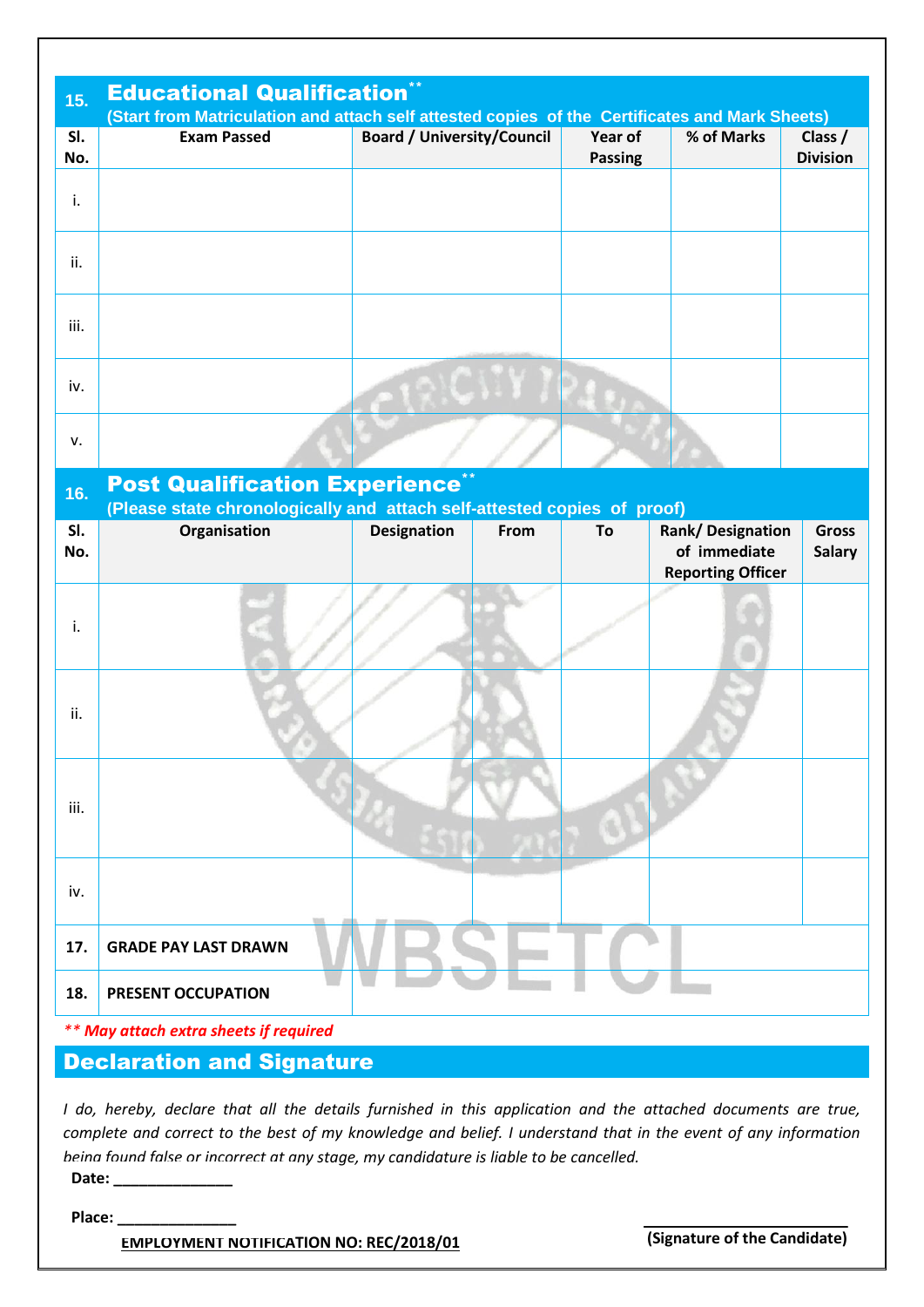## 15. Educational Qualification**

**(Start from Matriculation and attach self attested copies of the Certificates and Mark Sheets)**

| Sl. No. | Exam Passed | Board / University/Council | Year of Passing | % of Marks | Class / Division |
|---|---|---|---|---|---|
| i. | | | | | |
| ii. | | | | | |
| iii. | | | | | |
| iv. | | | | | |
| v. | | | | | |

## 16. Post Qualification Experience**

**(Please state chronologically and attach self-attested copies of proof)**

| Sl. No. | Organisation | Designation | From | To | Rank/ Designation of immediate Reporting Officer | Gross Salary |
|---|---|---|---|---|---|---|
| i. | | | | | | |
| ii. | | | | | | |
| iii. | | | | | | |
| iv. | | | | | | |

| | | |
|---|---|---|
| 17. | GRADE PAY LAST DRAWN | |
| 18. | PRESENT OCCUPATION | |

*** May attach extra sheets if required*

## Declaration and Signature

*I do, hereby, declare that all the details furnished in this application and the attached documents are true, complete and correct to the best of my knowledge and belief. I understand that in the event of any information being found false or incorrect at any stage, my candidature is liable to be cancelled.*

**Date:** ______________

**Place:** ______________

__________________________

**(Signature of the Candidate)**

**EMPLOYMENT NOTIFICATION NO: REC/2018/01**